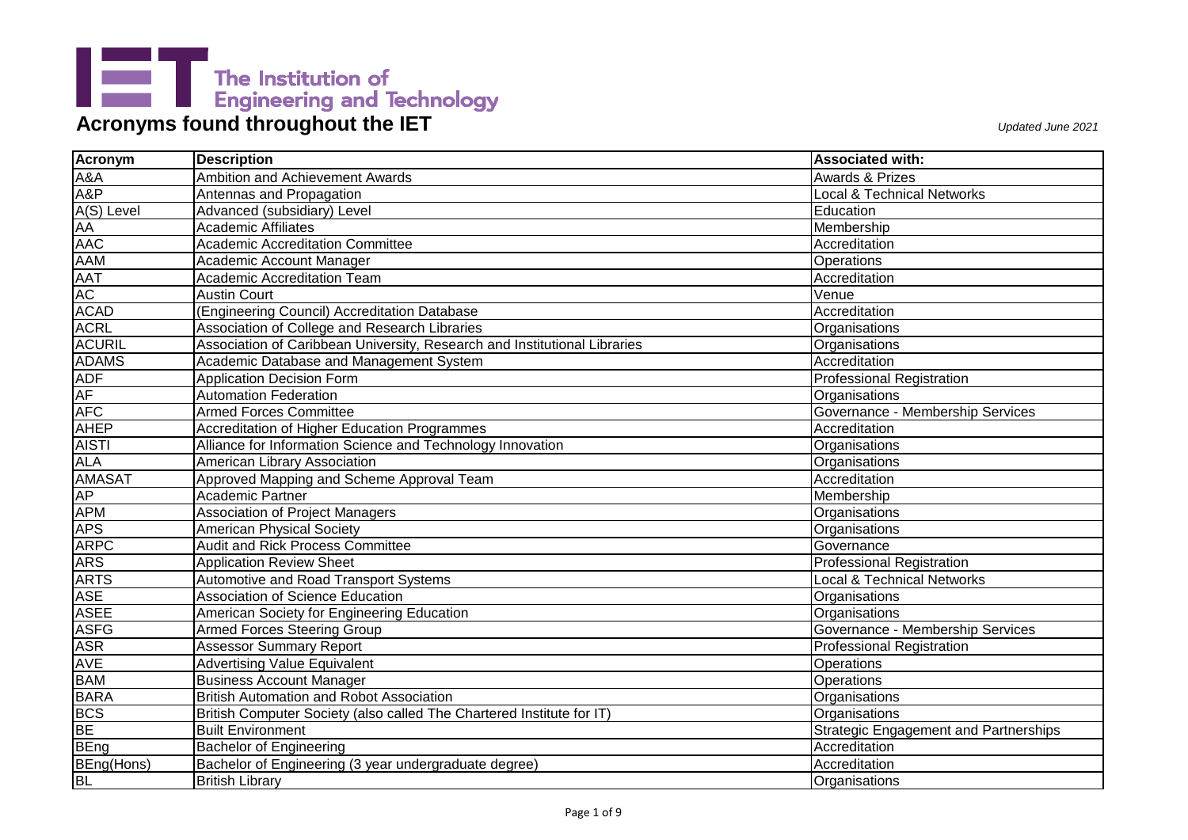The Institution of Engineering and Technology

# Acronyms found throughout the IET

*Updated June 2021*

| Acronym | Description | Associated with: |
|---|---|---|
| A&A | Ambition and Achievement Awards | Awards & Prizes |
| A&P | Antennas and Propagation | Local & Technical Networks |
| A(S) Level | Advanced (subsidiary) Level | Education |
| AA | Academic Affiliates | Membership |
| AAC | Academic Accreditation Committee | Accreditation |
| AAM | Academic Account Manager | Operations |
| AAT | Academic Accreditation Team | Accreditation |
| AC | Austin Court | Venue |
| ACAD | (Engineering Council) Accreditation Database | Accreditation |
| ACRL | Association of College and Research Libraries | Organisations |
| ACURIL | Association of Caribbean University, Research and Institutional Libraries | Organisations |
| ADAMS | Academic Database and Management System | Accreditation |
| ADF | Application Decision Form | Professional Registration |
| AF | Automation Federation | Organisations |
| AFC | Armed Forces Committee | Governance - Membership Services |
| AHEP | Accreditation of Higher Education Programmes | Accreditation |
| AISTI | Alliance for Information Science and Technology Innovation | Organisations |
| ALA | American Library Association | Organisations |
| AMASAT | Approved Mapping and Scheme Approval Team | Accreditation |
| AP | Academic Partner | Membership |
| APM | Association of Project Managers | Organisations |
| APS | American Physical Society | Organisations |
| ARPC | Audit and Rick Process Committee | Governance |
| ARS | Application Review Sheet | Professional Registration |
| ARTS | Automotive and Road Transport Systems | Local & Technical Networks |
| ASE | Association of Science Education | Organisations |
| ASEE | American Society for Engineering Education | Organisations |
| ASFG | Armed Forces Steering Group | Governance - Membership Services |
| ASR | Assessor Summary Report | Professional Registration |
| AVE | Advertising Value Equivalent | Operations |
| BAM | Business Account Manager | Operations |
| BARA | British Automation and Robot Association | Organisations |
| BCS | British Computer Society (also called The Chartered Institute for IT) | Organisations |
| BE | Built Environment | Strategic Engagement and Partnerships |
| BEng | Bachelor of Engineering | Accreditation |
| BEng(Hons) | Bachelor of Engineering (3 year undergraduate degree) | Accreditation |
| BL | British Library | Organisations |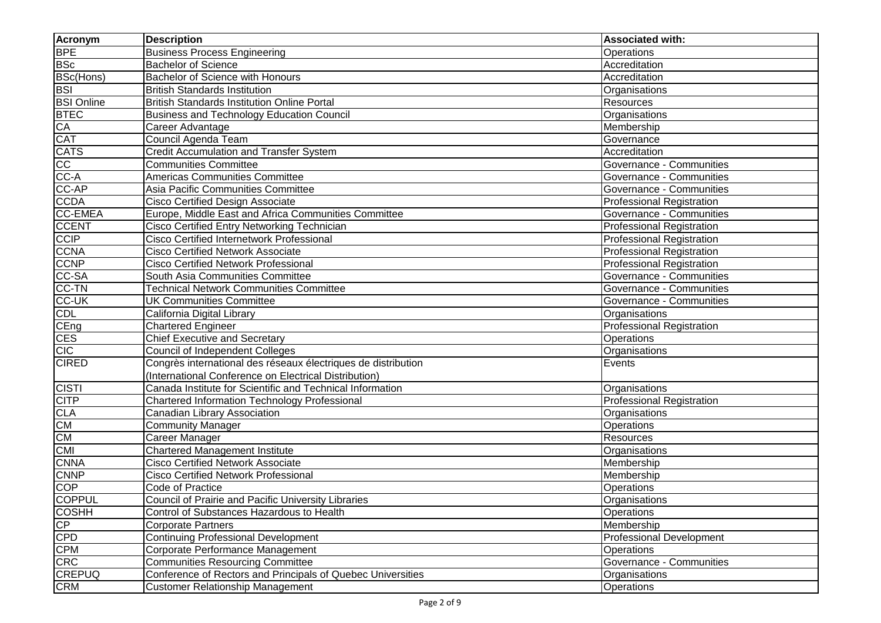| Acronym | Description | Associated with: |
|---|---|---|
| BPE | Business Process Engineering | Operations |
| BSc | Bachelor of Science | Accreditation |
| BSc(Hons) | Bachelor of Science with Honours | Accreditation |
| BSI | British Standards Institution | Organisations |
| BSI Online | British Standards Institution Online Portal | Resources |
| BTEC | Business and Technology Education Council | Organisations |
| CA | Career Advantage | Membership |
| CAT | Council Agenda Team | Governance |
| CATS | Credit Accumulation and Transfer System | Accreditation |
| CC | Communities Committee | Governance - Communities |
| CC-A | Americas Communities Committee | Governance - Communities |
| CC-AP | Asia Pacific Communities Committee | Governance - Communities |
| CCDA | Cisco Certified Design Associate | Professional Registration |
| CC-EMEA | Europe, Middle East and Africa Communities Committee | Governance - Communities |
| CCENT | Cisco Certified Entry Networking Technician | Professional Registration |
| CCIP | Cisco Certified Internetwork Professional | Professional Registration |
| CCNA | Cisco Certified Network Associate | Professional Registration |
| CCNP | Cisco Certified Network Professional | Professional Registration |
| CC-SA | South Asia Communities Committee | Governance - Communities |
| CC-TN | Technical Network Communities Committee | Governance - Communities |
| CC-UK | UK Communities Committee | Governance - Communities |
| CDL | California Digital Library | Organisations |
| CEng | Chartered Engineer | Professional Registration |
| CES | Chief Executive and Secretary | Operations |
| CIC | Council of Independent Colleges | Organisations |
| CIRED | Congrès international des réseaux électriques de distribution (International Conference on Electrical Distribution) | Events |
| CISTI | Canada Institute for Scientific and Technical Information | Organisations |
| CITP | Chartered Information Technology Professional | Professional Registration |
| CLA | Canadian Library Association | Organisations |
| CM | Community Manager | Operations |
| CM | Career Manager | Resources |
| CMI | Chartered Management Institute | Organisations |
| CNNA | Cisco Certified Network Associate | Membership |
| CNNP | Cisco Certified Network Professional | Membership |
| COP | Code of Practice | Operations |
| COPPUL | Council of Prairie and Pacific University Libraries | Organisations |
| COSHH | Control of Substances Hazardous to Health | Operations |
| CP | Corporate Partners | Membership |
| CPD | Continuing Professional Development | Professional Development |
| CPM | Corporate Performance Management | Operations |
| CRC | Communities Resourcing Committee | Governance - Communities |
| CREPUQ | Conference of Rectors and Principals of Quebec Universities | Organisations |
| CRM | Customer Relationship Management | Operations |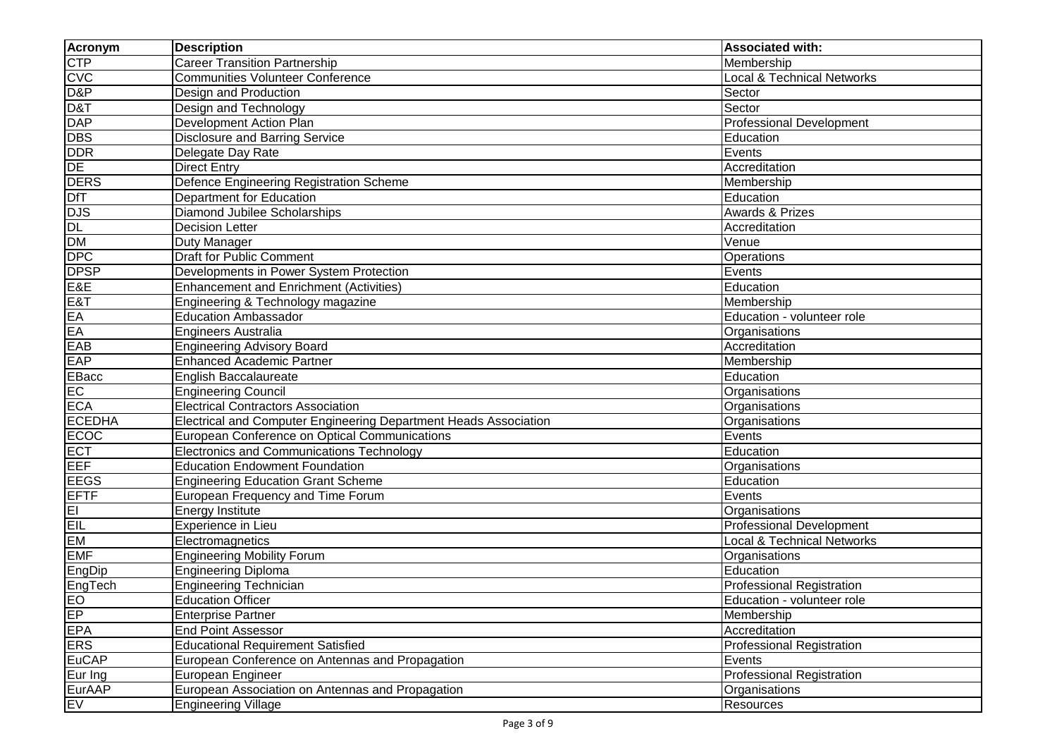| Acronym | Description | Associated with: |
|---|---|---|
| CTP | Career Transition Partnership | Membership |
| CVC | Communities Volunteer Conference | Local & Technical Networks |
| D&P | Design and Production | Sector |
| D&T | Design and Technology | Sector |
| DAP | Development Action Plan | Professional Development |
| DBS | Disclosure and Barring Service | Education |
| DDR | Delegate Day Rate | Events |
| DE | Direct Entry | Accreditation |
| DERS | Defence Engineering Registration Scheme | Membership |
| DfT | Department for Education | Education |
| DJS | Diamond Jubilee Scholarships | Awards & Prizes |
| DL | Decision Letter | Accreditation |
| DM | Duty Manager | Venue |
| DPC | Draft for Public Comment | Operations |
| DPSP | Developments in Power System Protection | Events |
| E&E | Enhancement and Enrichment (Activities) | Education |
| E&T | Engineering & Technology magazine | Membership |
| EA | Education Ambassador | Education - volunteer role |
| EA | Engineers Australia | Organisations |
| EAB | Engineering Advisory Board | Accreditation |
| EAP | Enhanced Academic Partner | Membership |
| EBacc | English Baccalaureate | Education |
| EC | Engineering Council | Organisations |
| ECA | Electrical Contractors Association | Organisations |
| ECEDHA | Electrical and Computer Engineering Department Heads Association | Organisations |
| ECOC | European Conference on Optical Communications | Events |
| ECT | Electronics and Communications Technology | Education |
| EEF | Education Endowment Foundation | Organisations |
| EEGS | Engineering Education Grant Scheme | Education |
| EFTF | European Frequency and Time Forum | Events |
| EI | Energy Institute | Organisations |
| EIL | Experience in Lieu | Professional Development |
| EM | Electromagnetics | Local & Technical Networks |
| EMF | Engineering Mobility Forum | Organisations |
| EngDip | Engineering Diploma | Education |
| EngTech | Engineering Technician | Professional Registration |
| EO | Education Officer | Education - volunteer role |
| EP | Enterprise Partner | Membership |
| EPA | End Point Assessor | Accreditation |
| ERS | Educational Requirement Satisfied | Professional Registration |
| EuCAP | European Conference on Antennas and Propagation | Events |
| Eur Ing | European Engineer | Professional Registration |
| EurAAP | European Association on Antennas and Propagation | Organisations |
| EV | Engineering Village | Resources |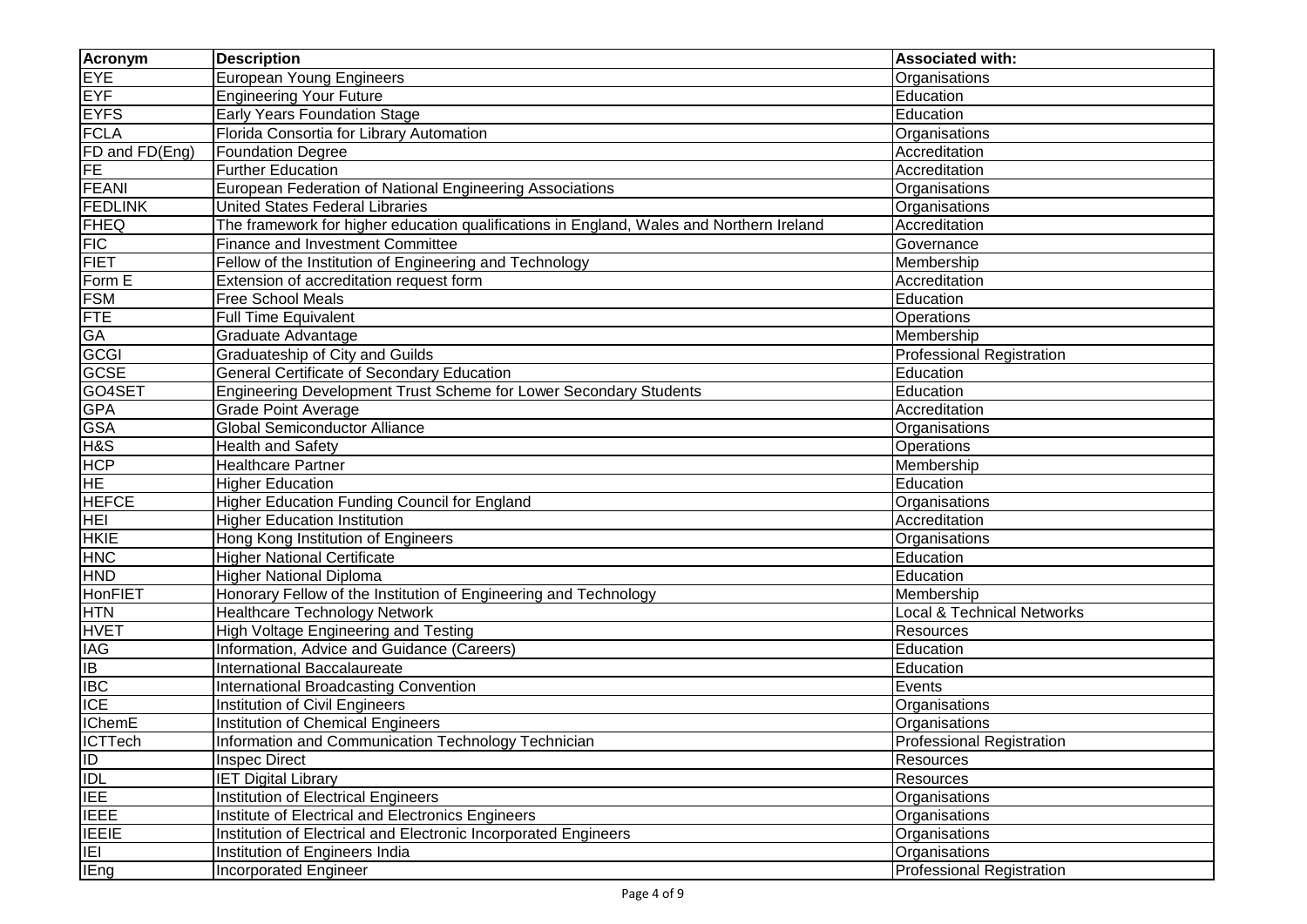| Acronym | Description | Associated with: |
|---|---|---|
| EYE | European Young Engineers | Organisations |
| EYF | Engineering Your Future | Education |
| EYFS | Early Years Foundation Stage | Education |
| FCLA | Florida Consortia for Library Automation | Organisations |
| FD and FD(Eng) | Foundation Degree | Accreditation |
| FE | Further Education | Accreditation |
| FEANI | European Federation of National Engineering Associations | Organisations |
| FEDLINK | United States Federal Libraries | Organisations |
| FHEQ | The framework for higher education qualifications in England, Wales and Northern Ireland | Accreditation |
| FIC | Finance and Investment Committee | Governance |
| FIET | Fellow of the Institution of Engineering and Technology | Membership |
| Form E | Extension of accreditation request form | Accreditation |
| FSM | Free School Meals | Education |
| FTE | Full Time Equivalent | Operations |
| GA | Graduate Advantage | Membership |
| GCGI | Graduateship of City and Guilds | Professional Registration |
| GCSE | General Certificate of Secondary Education | Education |
| GO4SET | Engineering Development Trust Scheme for Lower Secondary Students | Education |
| GPA | Grade Point Average | Accreditation |
| GSA | Global Semiconductor Alliance | Organisations |
| H&S | Health and Safety | Operations |
| HCP | Healthcare Partner | Membership |
| HE | Higher Education | Education |
| HEFCE | Higher Education Funding Council for England | Organisations |
| HEI | Higher Education Institution | Accreditation |
| HKIE | Hong Kong Institution of Engineers | Organisations |
| HNC | Higher National Certificate | Education |
| HND | Higher National Diploma | Education |
| HonFIET | Honorary Fellow of the Institution of Engineering and Technology | Membership |
| HTN | Healthcare Technology Network | Local & Technical Networks |
| HVET | High Voltage Engineering and Testing | Resources |
| IAG | Information, Advice and Guidance (Careers) | Education |
| IB | International Baccalaureate | Education |
| IBC | International Broadcasting Convention | Events |
| ICE | Institution of Civil Engineers | Organisations |
| IChemE | Institution of Chemical Engineers | Organisations |
| ICTTech | Information and Communication Technology Technician | Professional Registration |
| ID | Inspec Direct | Resources |
| IDL | IET Digital Library | Resources |
| IEE | Institution of Electrical Engineers | Organisations |
| IEEE | Institute of Electrical and Electronics Engineers | Organisations |
| IEEIE | Institution of Electrical and Electronic Incorporated Engineers | Organisations |
| IEI | Institution of Engineers India | Organisations |
| IEng | Incorporated Engineer | Professional Registration |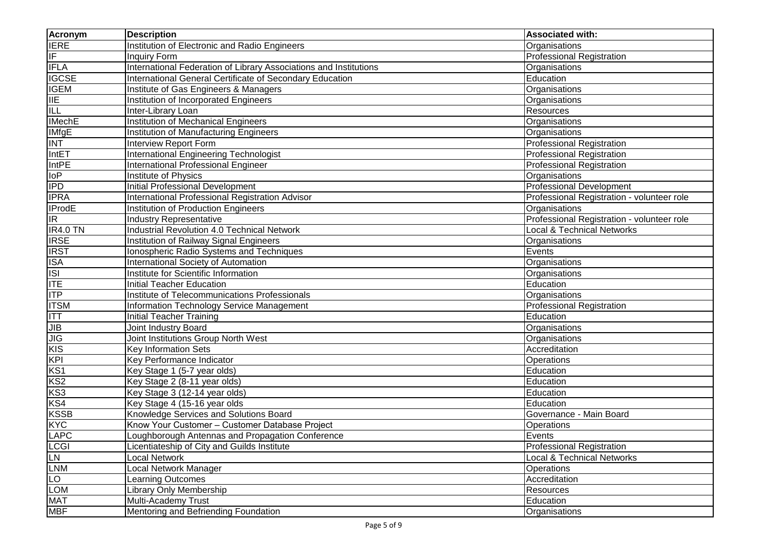| Acronym | Description | Associated with: |
|---|---|---|
| IERE | Institution of Electronic and Radio Engineers | Organisations |
| IF | Inquiry Form | Professional Registration |
| IFLA | International Federation of Library Associations and Institutions | Organisations |
| IGCSE | International General Certificate of Secondary Education | Education |
| IGEM | Institute of Gas Engineers & Managers | Organisations |
| IIE | Institution of Incorporated Engineers | Organisations |
| ILL | Inter-Library Loan | Resources |
| IMechE | Institution of Mechanical Engineers | Organisations |
| IMfgE | Institution of Manufacturing Engineers | Organisations |
| INT | Interview Report Form | Professional Registration |
| IntET | International Engineering Technologist | Professional Registration |
| IntPE | International Professional Engineer | Professional Registration |
| IoP | Institute of Physics | Organisations |
| IPD | Initial Professional Development | Professional Development |
| IPRA | International Professional Registration Advisor | Professional Registration - volunteer role |
| IProdE | Institution of Production Engineers | Organisations |
| IR | Industry Representative | Professional Registration - volunteer role |
| IR4.0 TN | Industrial Revolution 4.0 Technical Network | Local & Technical Networks |
| IRSE | Institution of Railway Signal Engineers | Organisations |
| IRST | Ionospheric Radio Systems and Techniques | Events |
| ISA | International Society of Automation | Organisations |
| ISI | Institute for Scientific Information | Organisations |
| ITE | Initial Teacher Education | Education |
| ITP | Institute of Telecommunications Professionals | Organisations |
| ITSM | Information Technology Service Management | Professional Registration |
| ITT | Initial Teacher Training | Education |
| JIB | Joint Industry Board | Organisations |
| JIG | Joint Institutions Group North West | Organisations |
| KIS | Key Information Sets | Accreditation |
| KPI | Key Performance Indicator | Operations |
| KS1 | Key Stage 1 (5-7 year olds) | Education |
| KS2 | Key Stage 2 (8-11 year olds) | Education |
| KS3 | Key Stage 3 (12-14 year olds) | Education |
| KS4 | Key Stage 4 (15-16 year olds | Education |
| KSSB | Knowledge Services and Solutions Board | Governance - Main Board |
| KYC | Know Your Customer – Customer Database Project | Operations |
| LAPC | Loughborough Antennas and Propagation Conference | Events |
| LCGI | Licentiateship of City and Guilds Institute | Professional Registration |
| LN | Local Network | Local & Technical Networks |
| LNM | Local Network Manager | Operations |
| LO | Learning Outcomes | Accreditation |
| LOM | Library Only Membership | Resources |
| MAT | Multi-Academy Trust | Education |
| MBF | Mentoring and Befriending Foundation | Organisations |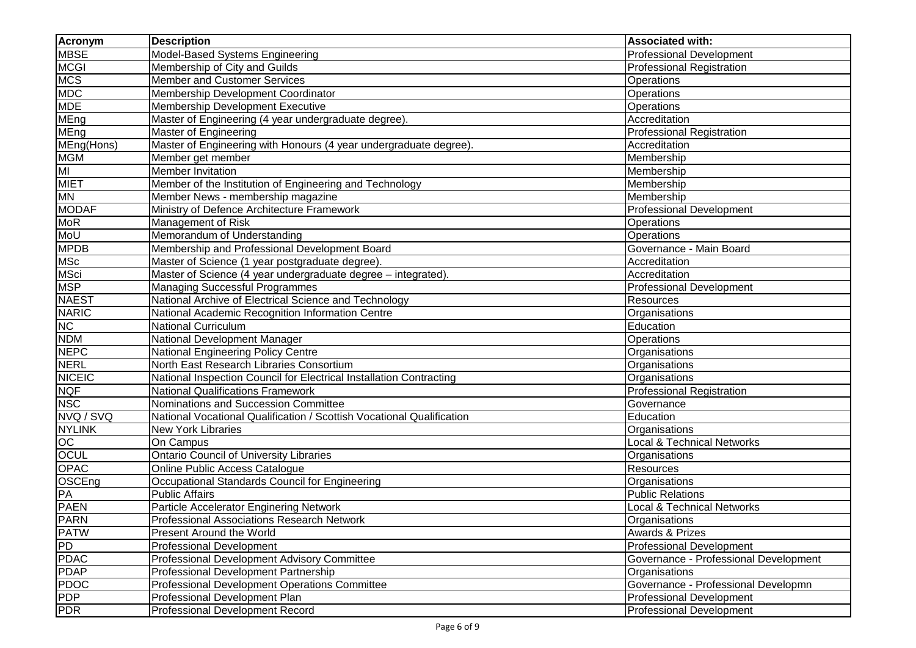| Acronym | Description | Associated with: |
|---|---|---|
| MBSE | Model-Based Systems Engineering | Professional Development |
| MCGI | Membership of City and Guilds | Professional Registration |
| MCS | Member and Customer Services | Operations |
| MDC | Membership Development Coordinator | Operations |
| MDE | Membership Development Executive | Operations |
| MEng | Master of Engineering (4 year undergraduate degree). | Accreditation |
| MEng | Master of Engineering | Professional Registration |
| MEng(Hons) | Master of Engineering with Honours (4 year undergraduate degree). | Accreditation |
| MGM | Member get member | Membership |
| MI | Member Invitation | Membership |
| MIET | Member of the Institution of Engineering and Technology | Membership |
| MN | Member News - membership magazine | Membership |
| MODAF | Ministry of Defence Architecture Framework | Professional Development |
| MoR | Management of Risk | Operations |
| MoU | Memorandum of Understanding | Operations |
| MPDB | Membership and Professional Development Board | Governance - Main Board |
| MSc | Master of Science (1 year postgraduate degree). | Accreditation |
| MSci | Master of Science (4 year undergraduate degree – integrated). | Accreditation |
| MSP | Managing Successful Programmes | Professional Development |
| NAEST | National Archive of Electrical Science and Technology | Resources |
| NARIC | National Academic Recognition Information Centre | Organisations |
| NC | National Curriculum | Education |
| NDM | National Development Manager | Operations |
| NEPC | National Engineering Policy Centre | Organisations |
| NERL | North East Research Libraries Consortium | Organisations |
| NICEIC | National Inspection Council for Electrical Installation Contracting | Organisations |
| NQF | National Qualifications Framework | Professional Registration |
| NSC | Nominations and Succession Committee | Governance |
| NVQ / SVQ | National Vocational Qualification / Scottish Vocational Qualification | Education |
| NYLINK | New York Libraries | Organisations |
| OC | On Campus | Local & Technical Networks |
| OCUL | Ontario Council of University Libraries | Organisations |
| OPAC | Online Public Access Catalogue | Resources |
| OSCEng | Occupational Standards Council for Engineering | Organisations |
| PA | Public Affairs | Public Relations |
| PAEN | Particle Accelerator Enginering Network | Local & Technical Networks |
| PARN | Professional Associations Research Network | Organisations |
| PATW | Present Around the World | Awards & Prizes |
| PD | Professional Development | Professional Development |
| PDAC | Professional Development Advisory Committee | Governance - Professional Development |
| PDAP | Professional Development Partnership | Organisations |
| PDOC | Professional Development Operations Committee | Governance - Professional Developmn |
| PDP | Professional Development Plan | Professional Development |
| PDR | Professional Development Record | Professional Development |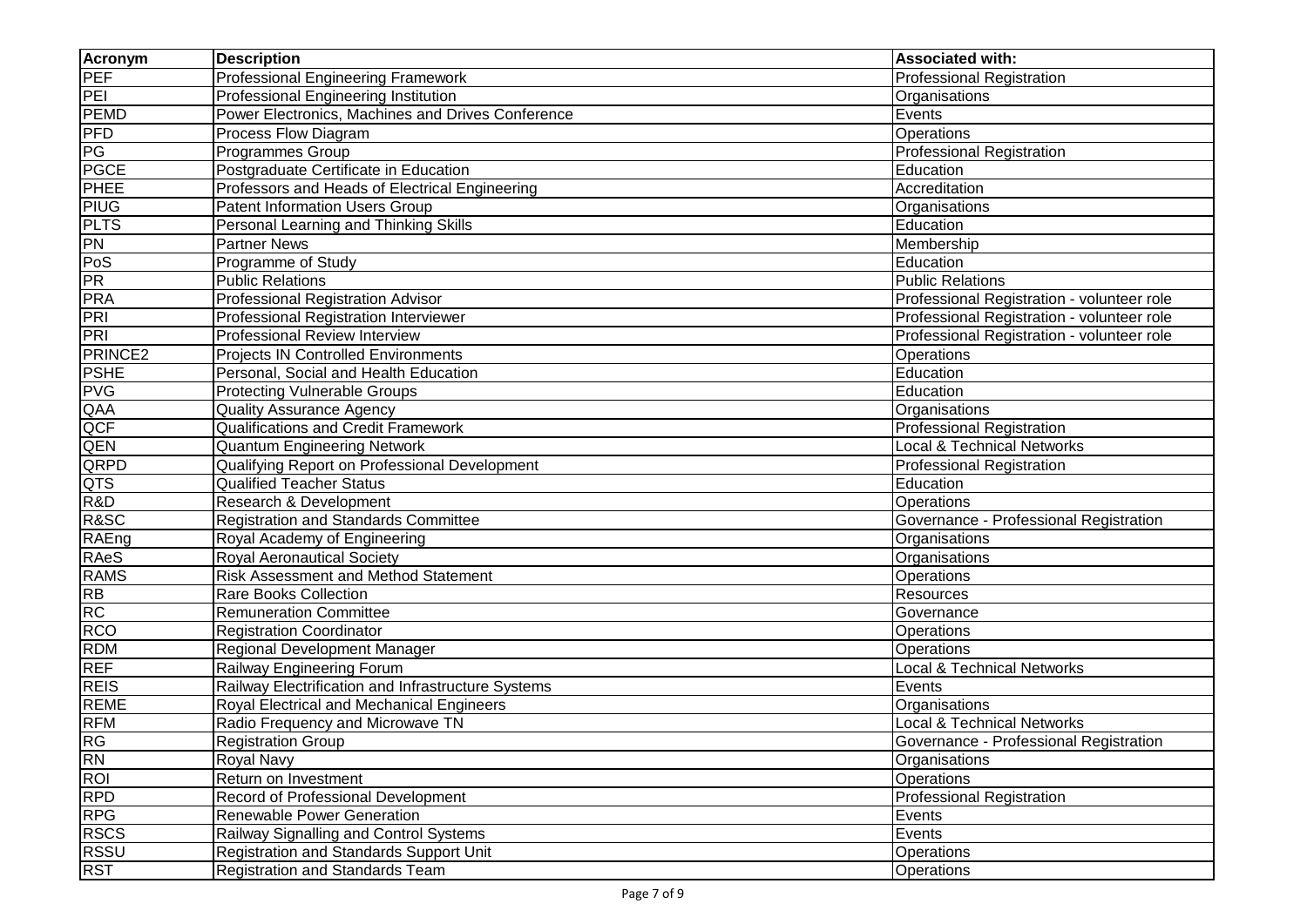| Acronym | Description | Associated with: |
|---|---|---|
| PEF | Professional Engineering Framework | Professional Registration |
| PEI | Professional Engineering Institution | Organisations |
| PEMD | Power Electronics, Machines and Drives Conference | Events |
| PFD | Process Flow Diagram | Operations |
| PG | Programmes Group | Professional Registration |
| PGCE | Postgraduate Certificate in Education | Education |
| PHEE | Professors and Heads of Electrical Engineering | Accreditation |
| PIUG | Patent Information Users Group | Organisations |
| PLTS | Personal Learning and Thinking Skills | Education |
| PN | Partner News | Membership |
| PoS | Programme of Study | Education |
| PR | Public Relations | Public Relations |
| PRA | Professional Registration Advisor | Professional Registration - volunteer role |
| PRI | Professional Registration Interviewer | Professional Registration - volunteer role |
| PRI | Professional Review Interview | Professional Registration - volunteer role |
| PRINCE2 | Projects IN Controlled Environments | Operations |
| PSHE | Personal, Social and Health Education | Education |
| PVG | Protecting Vulnerable Groups | Education |
| QAA | Quality Assurance Agency | Organisations |
| QCF | Qualifications and Credit Framework | Professional Registration |
| QEN | Quantum Engineering Network | Local & Technical Networks |
| QRPD | Qualifying Report on Professional Development | Professional Registration |
| QTS | Qualified Teacher Status | Education |
| R&D | Research & Development | Operations |
| R&SC | Registration and Standards Committee | Governance - Professional Registration |
| RAEng | Royal Academy of Engineering | Organisations |
| RAeS | Royal Aeronautical Society | Organisations |
| RAMS | Risk Assessment and Method Statement | Operations |
| RB | Rare Books Collection | Resources |
| RC | Remuneration Committee | Governance |
| RCO | Registration Coordinator | Operations |
| RDM | Regional Development Manager | Operations |
| REF | Railway Engineering Forum | Local & Technical Networks |
| REIS | Railway Electrification and Infrastructure Systems | Events |
| REME | Royal Electrical and Mechanical Engineers | Organisations |
| RFM | Radio Frequency and Microwave TN | Local & Technical Networks |
| RG | Registration Group | Governance - Professional Registration |
| RN | Royal Navy | Organisations |
| ROI | Return on Investment | Operations |
| RPD | Record of Professional Development | Professional Registration |
| RPG | Renewable Power Generation | Events |
| RSCS | Railway Signalling and Control Systems | Events |
| RSSU | Registration and Standards Support Unit | Operations |
| RST | Registration and Standards Team | Operations |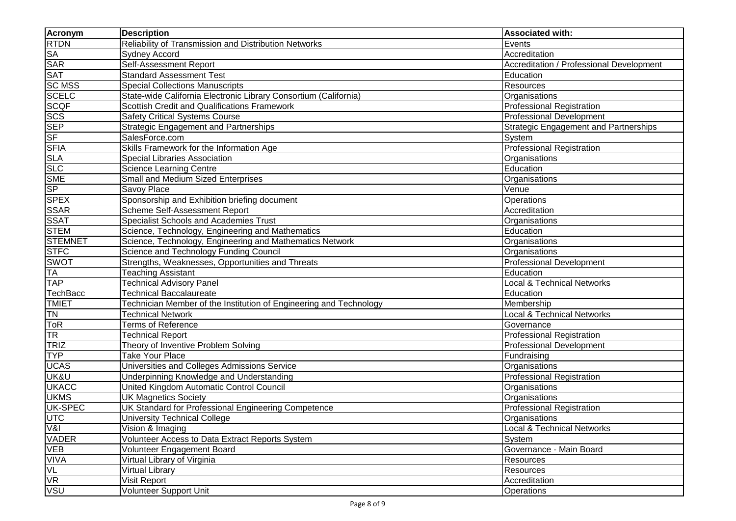| Acronym | Description | Associated with: |
| --- | --- | --- |
| RTDN | Reliability of Transmission and Distribution Networks | Events |
| SA | Sydney Accord | Accreditation |
| SAR | Self-Assessment Report | Accreditation / Professional Development |
| SAT | Standard Assessment Test | Education |
| SC MSS | Special Collections Manuscripts | Resources |
| SCELC | State-wide California Electronic Library Consortium (California) | Organisations |
| SCQF | Scottish Credit and Qualifications Framework | Professional Registration |
| SCS | Safety Critical Systems Course | Professional Development |
| SEP | Strategic Engagement and Partnerships | Strategic Engagement and Partnerships |
| SF | SalesForce.com | System |
| SFIA | Skills Framework for the Information Age | Professional Registration |
| SLA | Special Libraries Association | Organisations |
| SLC | Science Learning Centre | Education |
| SME | Small and Medium Sized Enterprises | Organisations |
| SP | Savoy Place | Venue |
| SPEX | Sponsorship and Exhibition briefing document | Operations |
| SSAR | Scheme Self-Assessment Report | Accreditation |
| SSAT | Specialist Schools and Academies Trust | Organisations |
| STEM | Science, Technology, Engineering and Mathematics | Education |
| STEMNET | Science, Technology, Engineering and Mathematics Network | Organisations |
| STFC | Science and Technology Funding Council | Organisations |
| SWOT | Strengths, Weaknesses, Opportunities and Threats | Professional Development |
| TA | Teaching Assistant | Education |
| TAP | Technical Advisory Panel | Local & Technical Networks |
| TechBacc | Technical Baccalaureate | Education |
| TMIET | Technician Member of the Institution of Engineering and Technology | Membership |
| TN | Technical Network | Local & Technical Networks |
| ToR | Terms of Reference | Governance |
| TR | Technical Report | Professional Registration |
| TRIZ | Theory of Inventive Problem Solving | Professional Development |
| TYP | Take Your Place | Fundraising |
| UCAS | Universities and Colleges Admissions Service | Organisations |
| UK&U | Underpinning Knowledge and Understanding | Professional Registration |
| UKACC | United Kingdom Automatic Control Council | Organisations |
| UKMS | UK Magnetics Society | Organisations |
| UK-SPEC | UK Standard for Professional Engineering Competence | Professional Registration |
| UTC | University Technical College | Organisations |
| V&I | Vision & Imaging | Local & Technical Networks |
| VADER | Volunteer Access to Data Extract Reports System | System |
| VEB | Volunteer Engagement Board | Governance - Main Board |
| VIVA | Virtual Library of Virginia | Resources |
| VL | Virtual Library | Resources |
| VR | Visit Report | Accreditation |
| VSU | Volunteer Support Unit | Operations |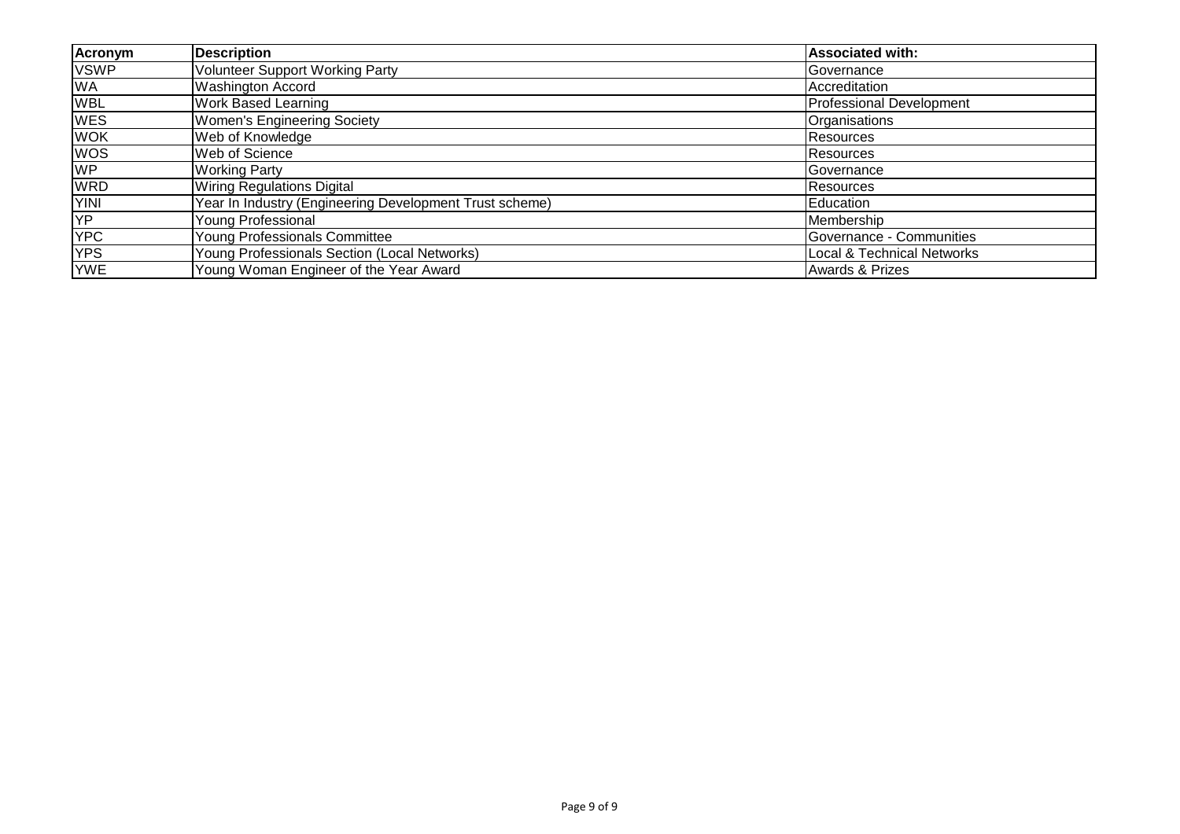| Acronym | Description | Associated with: |
|---|---|---|
| VSWP | Volunteer Support Working Party | Governance |
| WA | Washington Accord | Accreditation |
| WBL | Work Based Learning | Professional Development |
| WES | Women's Engineering Society | Organisations |
| WOK | Web of Knowledge | Resources |
| WOS | Web of Science | Resources |
| WP | Working Party | Governance |
| WRD | Wiring Regulations Digital | Resources |
| YINI | Year In Industry (Engineering Development Trust scheme) | Education |
| YP | Young Professional | Membership |
| YPC | Young Professionals Committee | Governance - Communities |
| YPS | Young Professionals Section (Local Networks) | Local & Technical Networks |
| YWE | Young Woman Engineer of the Year Award | Awards & Prizes |